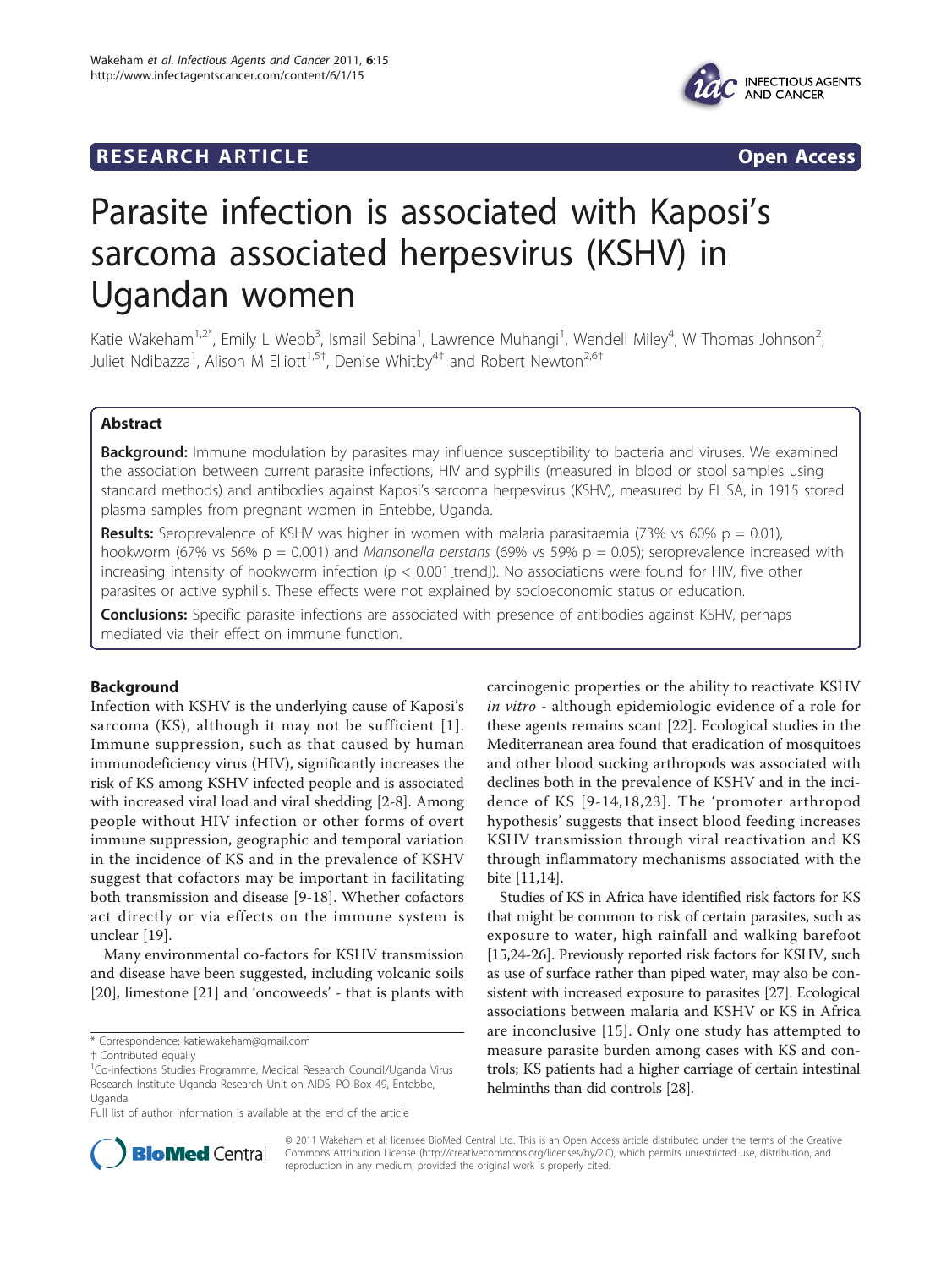RESEARCH ARTICLE Open Access

# Parasite infection is associated with Kaposi's sarcoma associated herpesvirus (KSHV) in Ugandan women

Katie Wakeham[1,2*], Emily L Webb[3], Ismail Sebina[1], Lawrence Muhangi[1], Wendell Miley[4], W Thomas Johnson[2], Juliet Ndibazza[1], Alison M Elliott[1,5†], Denise Whitby[4†] and Robert Newton[2,6†]

## Abstract

**Background:** Immune modulation by parasites may influence susceptibility to bacteria and viruses. We examined the association between current parasite infections, HIV and syphilis (measured in blood or stool samples using standard methods) and antibodies against Kaposi's sarcoma herpesvirus (KSHV), measured by ELISA, in 1915 stored plasma samples from pregnant women in Entebbe, Uganda.

**Results:** Seroprevalence of KSHV was higher in women with malaria parasitaemia (73% vs 60% $p = 0.01$), hookworm (67% vs 56% $p = 0.001$) and *Mansonella perstans* (69% vs 59% $p = 0.05$); seroprevalence increased with increasing intensity of hookworm infection ($p < 0.001$[trend]). No associations were found for HIV, five other parasites or active syphilis. These effects were not explained by socioeconomic status or education.

**Conclusions:** Specific parasite infections are associated with presence of antibodies against KSHV, perhaps mediated via their effect on immune function.

## Background

Infection with KSHV is the underlying cause of Kaposi's sarcoma (KS), although it may not be sufficient [1]. Immune suppression, such as that caused by human immunodeficiency virus (HIV), significantly increases the risk of KS among KSHV infected people and is associated with increased viral load and viral shedding [2-8]. Among people without HIV infection or other forms of overt immune suppression, geographic and temporal variation in the incidence of KS and in the prevalence of KSHV suggest that cofactors may be important in facilitating both transmission and disease [9-18]. Whether cofactors act directly or via effects on the immune system is unclear [19].

Many environmental co-factors for KSHV transmission and disease have been suggested, including volcanic soils [20], limestone [21] and 'oncoweeds' - that is plants with carcinogenic properties or the ability to reactivate KSHV *in vitro* - although epidemiologic evidence of a role for these agents remains scant [22]. Ecological studies in the Mediterranean area found that eradication of mosquitoes and other blood sucking arthropods was associated with declines both in the prevalence of KSHV and in the incidence of KS [9-14,18,23]. The 'promoter arthropod hypothesis' suggests that insect blood feeding increases KSHV transmission through viral reactivation and KS through inflammatory mechanisms associated with the bite [11,14].

Studies of KS in Africa have identified risk factors for KS that might be common to risk of certain parasites, such as exposure to water, high rainfall and walking barefoot [15,24-26]. Previously reported risk factors for KSHV, such as use of surface rather than piped water, may also be consistent with increased exposure to parasites [27]. Ecological associations between malaria and KSHV or KS in Africa are inconclusive [15]. Only one study has attempted to measure parasite burden among cases with KS and controls; KS patients had a higher carriage of certain intestinal helminths than did controls [28].

\* Correspondence: katiewakeham@gmail.com
† Contributed equally
[1]Co-infections Studies Programme, Medical Research Council/Uganda Virus Research Institute Uganda Research Unit on AIDS, PO Box 49, Entebbe, Uganda
Full list of author information is available at the end of the article

© 2011 Wakeham et al; licensee BioMed Central Ltd. This is an Open Access article distributed under the terms of the Creative Commons Attribution License (http://creativecommons.org/licenses/by/2.0), which permits unrestricted use, distribution, and reproduction in any medium, provided the original work is properly cited.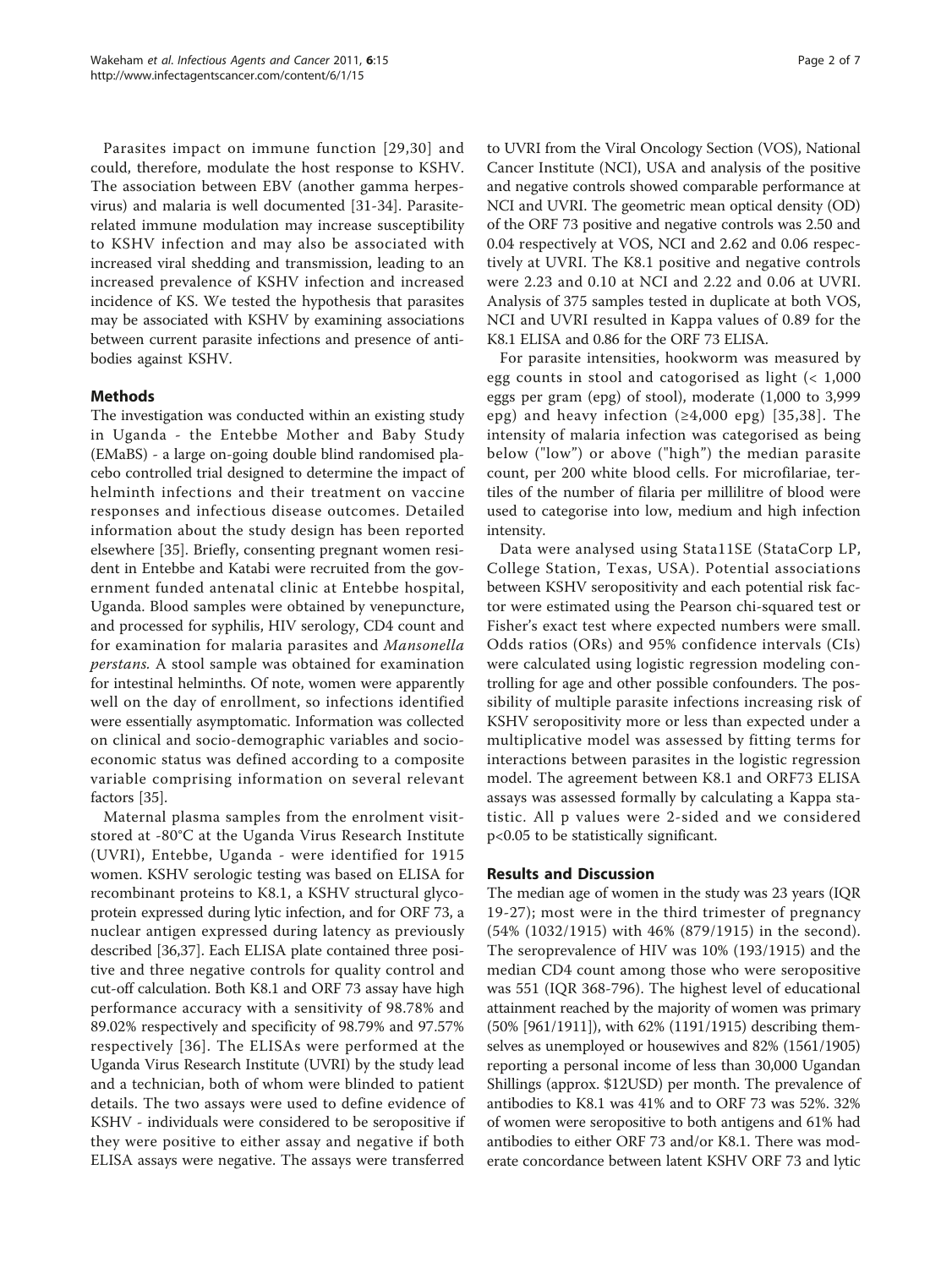Parasites impact on immune function [29,30] and could, therefore, modulate the host response to KSHV. The association between EBV (another gamma herpesvirus) and malaria is well documented [31-34]. Parasite-related immune modulation may increase susceptibility to KSHV infection and may also be associated with increased viral shedding and transmission, leading to an increased prevalence of KSHV infection and increased incidence of KS. We tested the hypothesis that parasites may be associated with KSHV by examining associations between current parasite infections and presence of antibodies against KSHV.

## Methods

The investigation was conducted within an existing study in Uganda - the Entebbe Mother and Baby Study (EMaBS) - a large on-going double blind randomised placebo controlled trial designed to determine the impact of helminth infections and their treatment on vaccine responses and infectious disease outcomes. Detailed information about the study design has been reported elsewhere [35]. Briefly, consenting pregnant women resident in Entebbe and Katabi were recruited from the government funded antenatal clinic at Entebbe hospital, Uganda. Blood samples were obtained by venepuncture, and processed for syphilis, HIV serology, CD4 count and for examination for malaria parasites and *Mansonella perstans*. A stool sample was obtained for examination for intestinal helminths. Of note, women were apparently well on the day of enrollment, so infections identified were essentially asymptomatic. Information was collected on clinical and socio-demographic variables and socioeconomic status was defined according to a composite variable comprising information on several relevant factors [35].

Maternal plasma samples from the enrolment visit-stored at -80°C at the Uganda Virus Research Institute (UVRI), Entebbe, Uganda - were identified for 1915 women. KSHV serologic testing was based on ELISA for recombinant proteins to K8.1, a KSHV structural glycoprotein expressed during lytic infection, and for ORF 73, a nuclear antigen expressed during latency as previously described [36,37]. Each ELISA plate contained three positive and three negative controls for quality control and cut-off calculation. Both K8.1 and ORF 73 assay have high performance accuracy with a sensitivity of 98.78% and 89.02% respectively and specificity of 98.79% and 97.57% respectively [36]. The ELISAs were performed at the Uganda Virus Research Institute (UVRI) by the study lead and a technician, both of whom were blinded to patient details. The two assays were used to define evidence of KSHV - individuals were considered to be seropositive if they were positive to either assay and negative if both ELISA assays were negative. The assays were transferred to UVRI from the Viral Oncology Section (VOS), National Cancer Institute (NCI), USA and analysis of the positive and negative controls showed comparable performance at NCI and UVRI. The geometric mean optical density (OD) of the ORF 73 positive and negative controls was 2.50 and 0.04 respectively at VOS, NCI and 2.62 and 0.06 respectively at UVRI. The K8.1 positive and negative controls were 2.23 and 0.10 at NCI and 2.22 and 0.06 at UVRI. Analysis of 375 samples tested in duplicate at both VOS, NCI and UVRI resulted in Kappa values of 0.89 for the K8.1 ELISA and 0.86 for the ORF 73 ELISA.

For parasite intensities, hookworm was measured by egg counts in stool and catogorised as light (< 1,000 eggs per gram (epg) of stool), moderate (1,000 to 3,999 epg) and heavy infection (≥4,000 epg) [35,38]. The intensity of malaria infection was categorised as being below ("low") or above ("high") the median parasite count, per 200 white blood cells. For microfilariae, tertiles of the number of filaria per millilitre of blood were used to categorise into low, medium and high infection intensity.

Data were analysed using Stata11SE (StataCorp LP, College Station, Texas, USA). Potential associations between KSHV seropositivity and each potential risk factor were estimated using the Pearson chi-squared test or Fisher's exact test where expected numbers were small. Odds ratios (ORs) and 95% confidence intervals (CIs) were calculated using logistic regression modeling controlling for age and other possible confounders. The possibility of multiple parasite infections increasing risk of KSHV seropositivity more or less than expected under a multiplicative model was assessed by fitting terms for interactions between parasites in the logistic regression model. The agreement between K8.1 and ORF73 ELISA assays was assessed formally by calculating a Kappa statistic. All p values were 2-sided and we considered $p<0.05$ to be statistically significant.

## Results and Discussion

The median age of women in the study was 23 years (IQR 19-27); most were in the third trimester of pregnancy (54% (1032/1915) with 46% (879/1915) in the second). The seroprevalence of HIV was 10% (193/1915) and the median CD4 count among those who were seropositive was 551 (IQR 368-796). The highest level of educational attainment reached by the majority of women was primary (50% [961/1911]), with 62% (1191/1915) describing themselves as unemployed or housewives and 82% (1561/1905) reporting a personal income of less than 30,000 Ugandan Shillings (approx. $12USD) per month. The prevalence of antibodies to K8.1 was 41% and to ORF 73 was 52%. 32% of women were seropositive to both antigens and 61% had antibodies to either ORF 73 and/or K8.1. There was moderate concordance between latent KSHV ORF 73 and lytic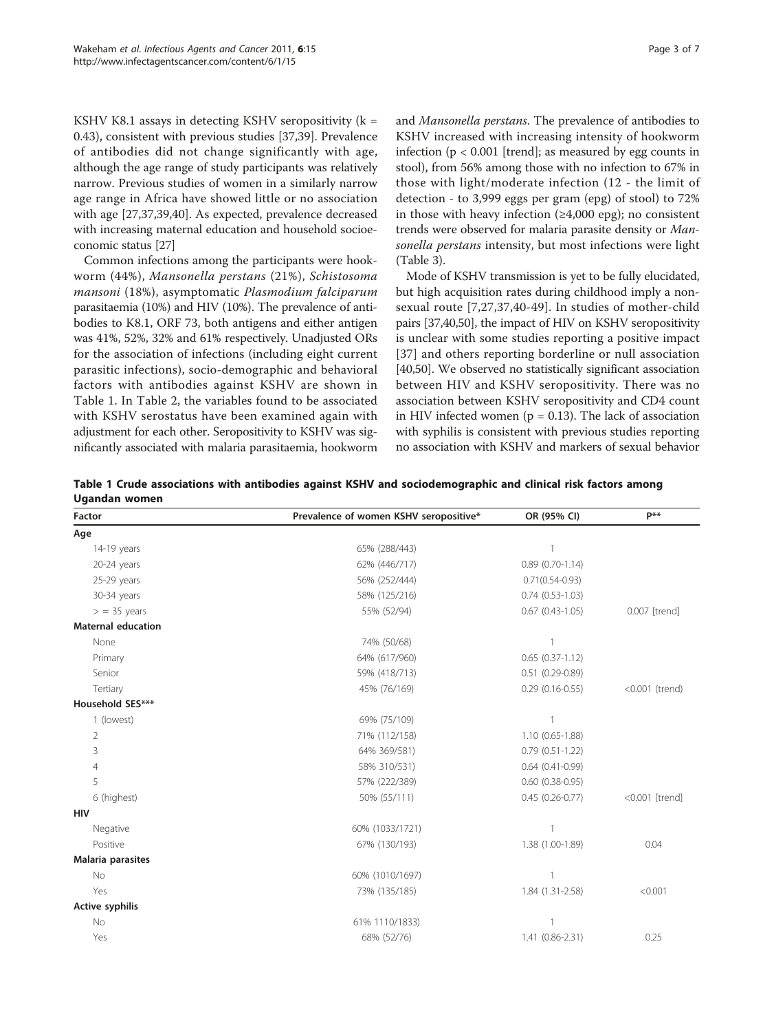KSHV K8.1 assays in detecting KSHV seropositivity (k = 0.43), consistent with previous studies [37,39]. Prevalence of antibodies did not change significantly with age, although the age range of study participants was relatively narrow. Previous studies of women in a similarly narrow age range in Africa have showed little or no association with age [27,37,39,40]. As expected, prevalence decreased with increasing maternal education and household socioeconomic status [27]

Common infections among the participants were hookworm (44%), *Mansonella perstans* (21%), *Schistosoma mansoni* (18%), asymptomatic *Plasmodium falciparum* parasitaemia (10%) and HIV (10%). The prevalence of antibodies to K8.1, ORF 73, both antigens and either antigen was 41%, 52%, 32% and 61% respectively. Unadjusted ORs for the association of infections (including eight current parasitic infections), socio-demographic and behavioral factors with antibodies against KSHV are shown in Table 1. In Table 2, the variables found to be associated with KSHV serostatus have been examined again with adjustment for each other. Seropositivity to KSHV was significantly associated with malaria parasitaemia, hookworm and *Mansonella perstans*. The prevalence of antibodies to KSHV increased with increasing intensity of hookworm infection ($p < 0.001$ [trend]; as measured by egg counts in stool), from 56% among those with no infection to 67% in those with light/moderate infection (12 - the limit of detection - to 3,999 eggs per gram (epg) of stool) to 72% in those with heavy infection (≥4,000 epg); no consistent trends were observed for malaria parasite density or *Mansonella perstans* intensity, but most infections were light (Table 3).

Mode of KSHV transmission is yet to be fully elucidated, but high acquisition rates during childhood imply a non-sexual route [7,27,37,40-49]. In studies of mother-child pairs [37,40,50], the impact of HIV on KSHV seropositivity is unclear with some studies reporting a positive impact [37] and others reporting borderline or null association [40,50]. We observed no statistically significant association between HIV and KSHV seropositivity. There was no association between KSHV seropositivity and CD4 count in HIV infected women ($p = 0.13$). The lack of association with syphilis is consistent with previous studies reporting no association with KSHV and markers of sexual behavior

**Table 1 Crude associations with antibodies against KSHV and sociodemographic and clinical risk factors among Ugandan women**

| Factor | Prevalence of women KSHV seropositive* | OR (95% CI) | P** |
|---|---|---|---|
| **Age** | | | |
| 14-19 years | 65% (288/443) | 1 | |
| 20-24 years | 62% (446/717) | 0.89 (0.70-1.14) | |
| 25-29 years | 56% (252/444) | 0.71(0.54-0.93) | |
| 30-34 years | 58% (125/216) | 0.74 (0.53-1.03) | |
| > = 35 years | 55% (52/94) | 0.67 (0.43-1.05) | 0.007 [trend] |
| **Maternal education** | | | |
| None | 74% (50/68) | 1 | |
| Primary | 64% (617/960) | 0.65 (0.37-1.12) | |
| Senior | 59% (418/713) | 0.51 (0.29-0.89) | |
| Tertiary | 45% (76/169) | 0.29 (0.16-0.55) | <0.001 (trend) |
| **Household SES*** ** | | | |
| 1 (lowest) | 69% (75/109) | 1 | |
| 2 | 71% (112/158) | 1.10 (0.65-1.88) | |
| 3 | 64% 369/581) | 0.79 (0.51-1.22) | |
| 4 | 58% 310/531) | 0.64 (0.41-0.99) | |
| 5 | 57% (222/389) | 0.60 (0.38-0.95) | |
| 6 (highest) | 50% (55/111) | 0.45 (0.26-0.77) | <0.001 [trend] |
| **HIV** | | | |
| Negative | 60% (1033/1721) | 1 | |
| Positive | 67% (130/193) | 1.38 (1.00-1.89) | 0.04 |
| **Malaria parasites** | | | |
| No | 60% (1010/1697) | 1 | |
| Yes | 73% (135/185) | 1.84 (1.31-2.58) | <0.001 |
| **Active syphilis** | | | |
| No | 61% 1110/1833) | 1 | |
| Yes | 68% (52/76) | 1.41 (0.86-2.31) | 0.25 |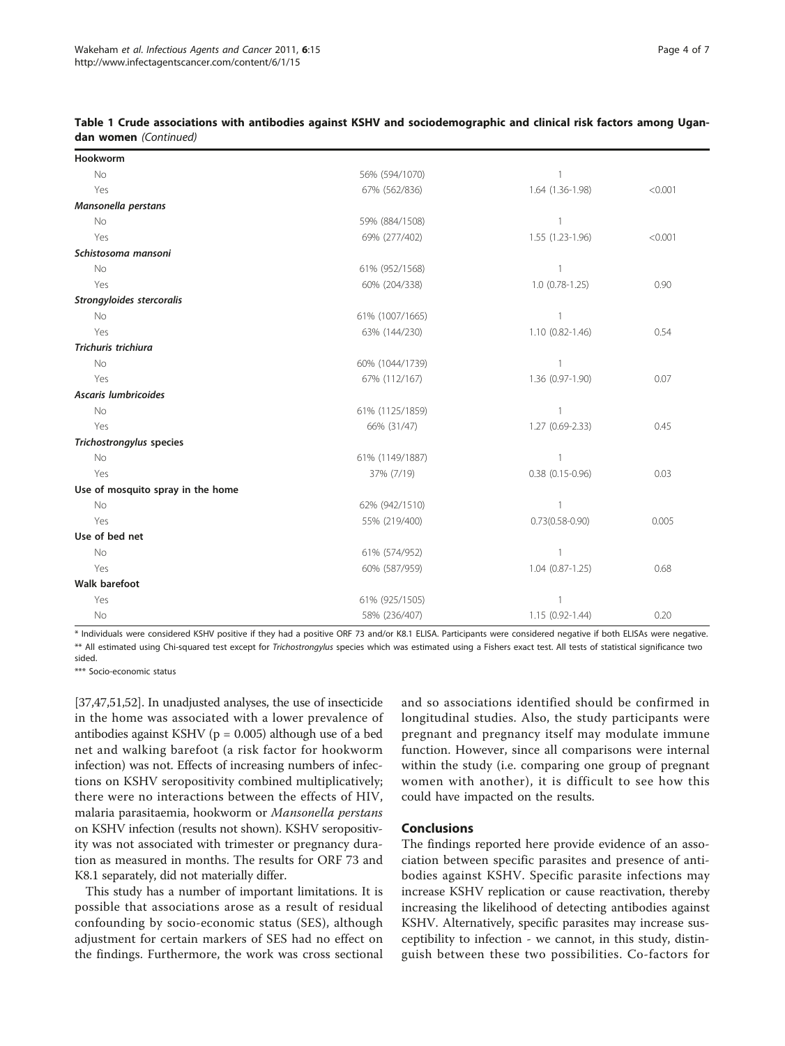**Table 1 Crude associations with antibodies against KSHV and sociodemographic and clinical risk factors among Ugandan women** *(Continued)*

| | | | |
|---|---|---|---|
| **Hookworm** | | | |
| No | 56% (594/1070) | 1 | |
| Yes | 67% (562/836) | 1.64 (1.36-1.98) | <0.001 |
| ***Mansonella perstans*** | | | |
| No | 59% (884/1508) | 1 | |
| Yes | 69% (277/402) | 1.55 (1.23-1.96) | <0.001 |
| ***Schistosoma mansoni*** | | | |
| No | 61% (952/1568) | 1 | |
| Yes | 60% (204/338) | 1.0 (0.78-1.25) | 0.90 |
| ***Strongyloides stercoralis*** | | | |
| No | 61% (1007/1665) | 1 | |
| Yes | 63% (144/230) | 1.10 (0.82-1.46) | 0.54 |
| ***Trichuris trichiura*** | | | |
| No | 60% (1044/1739) | 1 | |
| Yes | 67% (112/167) | 1.36 (0.97-1.90) | 0.07 |
| ***Ascaris lumbricoides*** | | | |
| No | 61% (1125/1859) | 1 | |
| Yes | 66% (31/47) | 1.27 (0.69-2.33) | 0.45 |
| ***Trichostrongylus* species** | | | |
| No | 61% (1149/1887) | 1 | |
| Yes | 37% (7/19) | 0.38 (0.15-0.96) | 0.03 |
| **Use of mosquito spray in the home** | | | |
| No | 62% (942/1510) | 1 | |
| Yes | 55% (219/400) | 0.73(0.58-0.90) | 0.005 |
| **Use of bed net** | | | |
| No | 61% (574/952) | 1 | |
| Yes | 60% (587/959) | 1.04 (0.87-1.25) | 0.68 |
| **Walk barefoot** | | | |
| Yes | 61% (925/1505) | 1 | |
| No | 58% (236/407) | 1.15 (0.92-1.44) | 0.20 |

\* Individuals were considered KSHV positive if they had a positive ORF 73 and/or K8.1 ELISA. Participants were considered negative if both ELISAs were negative.
\*\* All estimated using Chi-squared test except for *Trichostrongylus* species which was estimated using a Fishers exact test. All tests of statistical significance two sided.
\*\*\* Socio-economic status

[37,47,51,52]. In unadjusted analyses, the use of insecticide in the home was associated with a lower prevalence of antibodies against KSHV ($p = 0.005$) although use of a bed net and walking barefoot (a risk factor for hookworm infection) was not. Effects of increasing numbers of infections on KSHV seropositivity combined multiplicatively; there were no interactions between the effects of HIV, malaria parasitaemia, hookworm or *Mansonella perstans* on KSHV infection (results not shown). KSHV seropositivity was not associated with trimester or pregnancy duration as measured in months. The results for ORF 73 and K8.1 separately, did not materially differ.

This study has a number of important limitations. It is possible that associations arose as a result of residual confounding by socio-economic status (SES), although adjustment for certain markers of SES had no effect on the findings. Furthermore, the work was cross sectional and so associations identified should be confirmed in longitudinal studies. Also, the study participants were pregnant and pregnancy itself may modulate immune function. However, since all comparisons were internal within the study (i.e. comparing one group of pregnant women with another), it is difficult to see how this could have impacted on the results.

## Conclusions

The findings reported here provide evidence of an association between specific parasites and presence of antibodies against KSHV. Specific parasite infections may increase KSHV replication or cause reactivation, thereby increasing the likelihood of detecting antibodies against KSHV. Alternatively, specific parasites may increase susceptibility to infection - we cannot, in this study, distinguish between these two possibilities. Co-factors for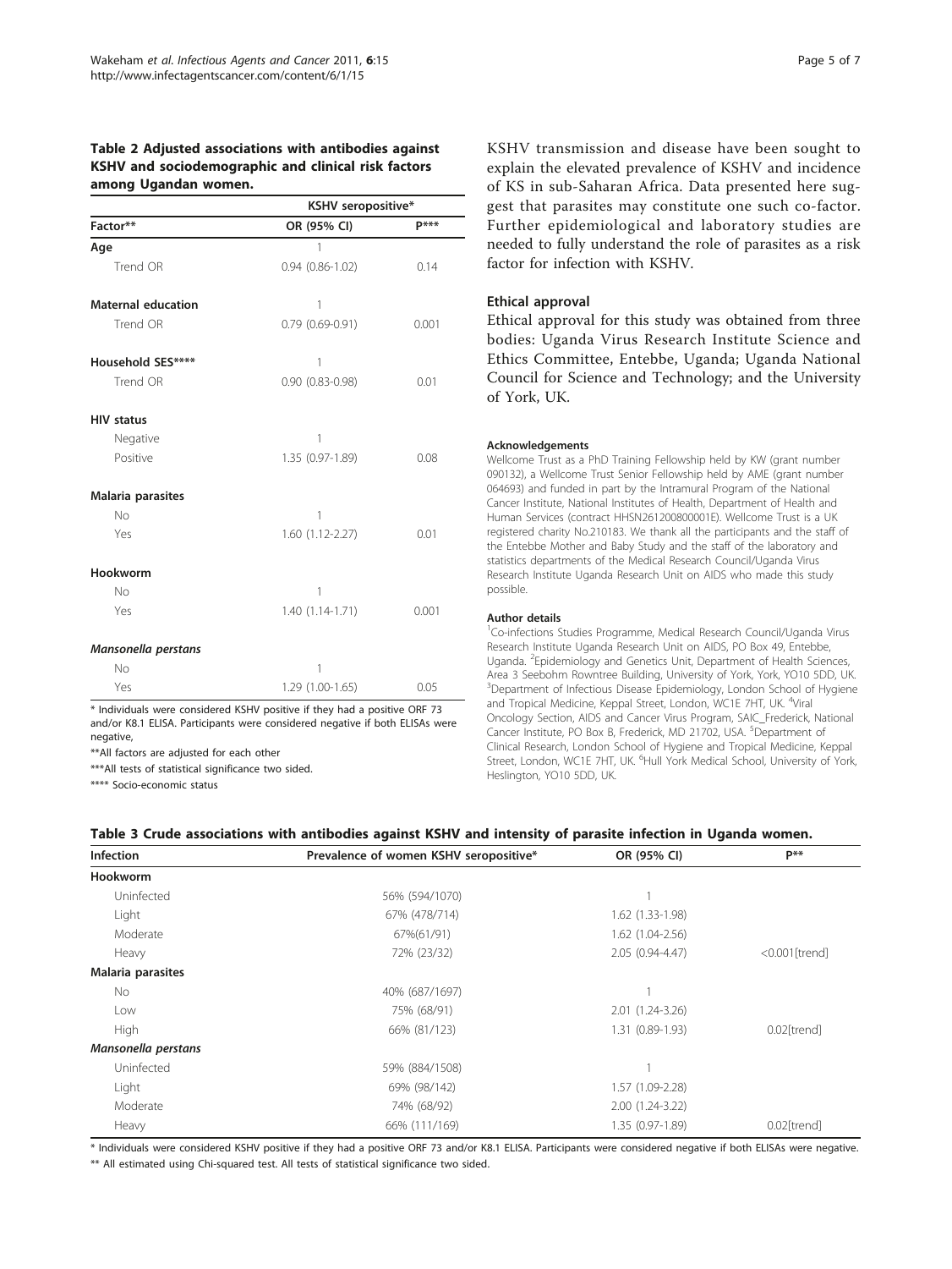**Table 2 Adjusted associations with antibodies against KSHV and sociodemographic and clinical risk factors among Ugandan women.**

| | KSHV seropositive* | |
|---|---|---|
| **Factor**** | **OR (95% CI)** | **P***** |
| **Age** | 1 | |
| Trend OR | 0.94 (0.86-1.02) | 0.14 |
| **Maternal education** | 1 | |
| Trend OR | 0.79 (0.69-0.91) | 0.001 |
| **Household SES****** | 1 | |
| Trend OR | 0.90 (0.83-0.98) | 0.01 |
| **HIV status** | | |
| Negative | 1 | |
| Positive | 1.35 (0.97-1.89) | 0.08 |
| **Malaria parasites** | | |
| No | 1 | |
| Yes | 1.60 (1.12-2.27) | 0.01 |
| **Hookworm** | | |
| No | 1 | |
| Yes | 1.40 (1.14-1.71) | 0.001 |
| ***Mansonella perstans*** | | |
| No | 1 | |
| Yes | 1.29 (1.00-1.65) | 0.05 |

* Individuals were considered KSHV positive if they had a positive ORF 73 and/or K8.1 ELISA. Participants were considered negative if both ELISAs were negative,

**All factors are adjusted for each other

***All tests of statistical significance two sided.

**** Socio-economic status

KSHV transmission and disease have been sought to explain the elevated prevalence of KSHV and incidence of KS in sub-Saharan Africa. Data presented here suggest that parasites may constitute one such co-factor. Further epidemiological and laboratory studies are needed to fully understand the role of parasites as a risk factor for infection with KSHV.

### Ethical approval

Ethical approval for this study was obtained from three bodies: Uganda Virus Research Institute Science and Ethics Committee, Entebbe, Uganda; Uganda National Council for Science and Technology; and the University of York, UK.

#### Acknowledgements

Wellcome Trust as a PhD Training Fellowship held by KW (grant number 090132), a Wellcome Trust Senior Fellowship held by AME (grant number 064693) and funded in part by the Intramural Program of the National Cancer Institute, National Institutes of Health, Department of Health and Human Services (contract HHSN261200800001E). Wellcome Trust is a UK registered charity No.210183. We thank all the participants and the staff of the Entebbe Mother and Baby Study and the staff of the laboratory and statistics departments of the Medical Research Council/Uganda Virus Research Institute Uganda Research Unit on AIDS who made this study possible.

#### Author details

[1]Co-infections Studies Programme, Medical Research Council/Uganda Virus Research Institute Uganda Research Unit on AIDS, PO Box 49, Entebbe, Uganda. [2]Epidemiology and Genetics Unit, Department of Health Sciences, Area 3 Seebohm Rowntree Building, University of York, York, YO10 5DD, UK. [3]Department of Infectious Disease Epidemiology, London School of Hygiene and Tropical Medicine, Keppal Street, London, WC1E 7HT, UK. [4]Viral Oncology Section, AIDS and Cancer Virus Program, SAIC_Frederick, National Cancer Institute, PO Box B, Frederick, MD 21702, USA. [5]Department of Clinical Research, London School of Hygiene and Tropical Medicine, Keppal Street, London, WC1E 7HT, UK. [6]Hull York Medical School, University of York, Heslington, YO10 5DD, UK.

**Table 3 Crude associations with antibodies against KSHV and intensity of parasite infection in Uganda women.**

| Infection | Prevalence of women KSHV seropositive* | OR (95% CI) | P** |
|---|---|---|---|
| **Hookworm** | | | |
| Uninfected | 56% (594/1070) | 1 | |
| Light | 67% (478/714) | 1.62 (1.33-1.98) | |
| Moderate | 67%(61/91) | 1.62 (1.04-2.56) | |
| Heavy | 72% (23/32) | 2.05 (0.94-4.47) | <0.001[trend] |
| **Malaria parasites** | | | |
| No | 40% (687/1697) | 1 | |
| Low | 75% (68/91) | 2.01 (1.24-3.26) | |
| High | 66% (81/123) | 1.31 (0.89-1.93) | 0.02[trend] |
| ***Mansonella perstans*** | | | |
| Uninfected | 59% (884/1508) | 1 | |
| Light | 69% (98/142) | 1.57 (1.09-2.28) | |
| Moderate | 74% (68/92) | 2.00 (1.24-3.22) | |
| Heavy | 66% (111/169) | 1.35 (0.97-1.89) | 0.02[trend] |

* Individuals were considered KSHV positive if they had a positive ORF 73 and/or K8.1 ELISA. Participants were considered negative if both ELISAs were negative.

** All estimated using Chi-squared test. All tests of statistical significance two sided.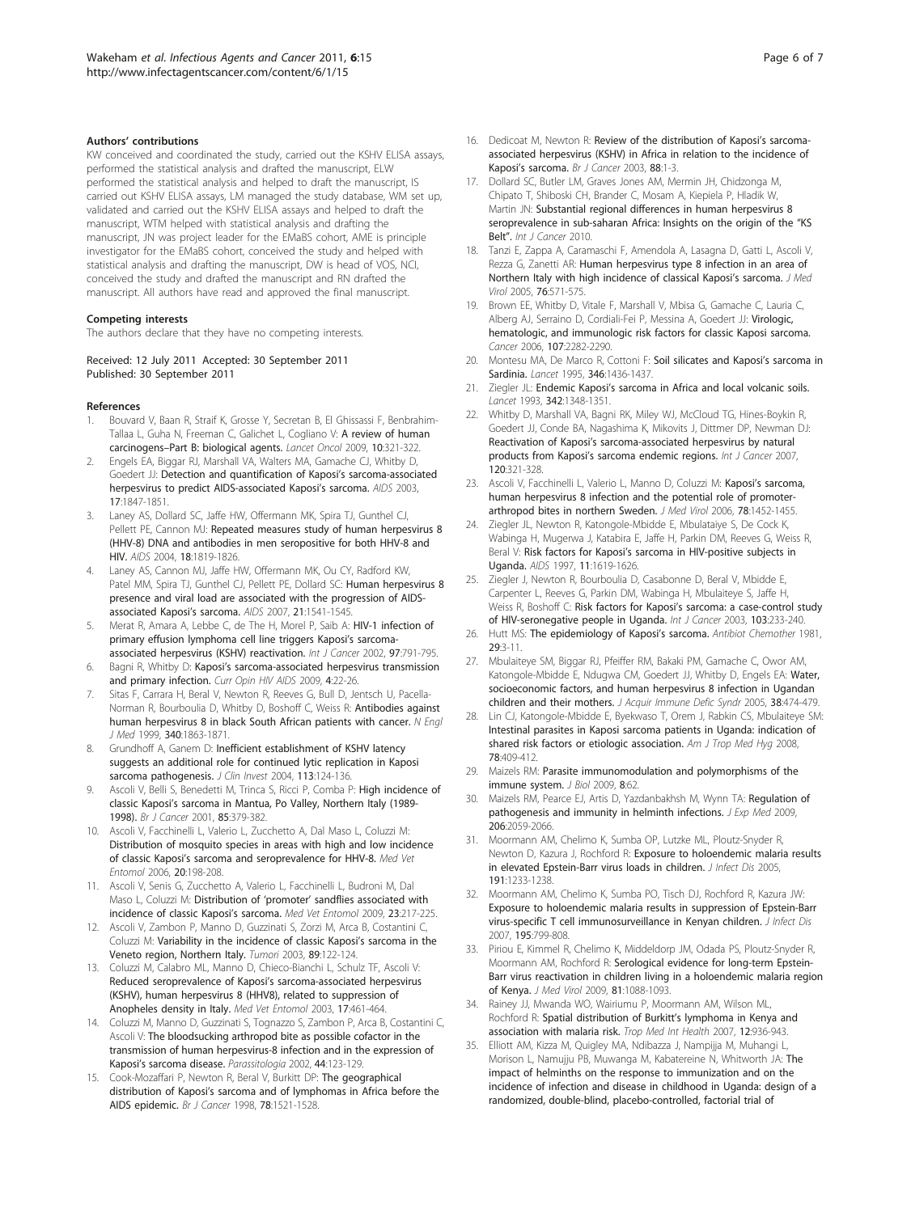#### Authors' contributions

KW conceived and coordinated the study, carried out the KSHV ELISA assays, performed the statistical analysis and drafted the manuscript, ELW performed the statistical analysis and helped to draft the manuscript, IS carried out KSHV ELISA assays, LM managed the study database, WM set up, validated and carried out the KSHV ELISA assays and helped to draft the manuscript, WTM helped with statistical analysis and drafting the manuscript, JN was project leader for the EMaBS cohort, AME is principle investigator for the EMaBS cohort, conceived the study and helped with statistical analysis and drafting the manuscript, DW is head of VOS, NCI, conceived the study and drafted the manuscript and RN drafted the manuscript. All authors have read and approved the final manuscript.

#### Competing interests

The authors declare that they have no competing interests.

Received: 12 July 2011 Accepted: 30 September 2011
Published: 30 September 2011

#### References

1. Bouvard V, Baan R, Straif K, Grosse Y, Secretan B, El Ghissassi F, Benbrahim-Tallaa L, Guha N, Freeman C, Galichet L, Cogliano V: **A review of human carcinogens–Part B: biological agents.** *Lancet Oncol* 2009, **10**:321-322.
2. Engels EA, Biggar RJ, Marshall VA, Walters MA, Gamache CJ, Whitby D, Goedert JJ: **Detection and quantification of Kaposi's sarcoma-associated herpesvirus to predict AIDS-associated Kaposi's sarcoma.** *AIDS* 2003, **17**:1847-1851.
3. Laney AS, Dollard SC, Jaffe HW, Offermann MK, Spira TJ, Gunthel CJ, Pellett PE, Cannon MJ: **Repeated measures study of human herpesvirus 8 (HHV-8) DNA and antibodies in men seropositive for both HHV-8 and HIV.** *AIDS* 2004, **18**:1819-1826.
4. Laney AS, Cannon MJ, Jaffe HW, Offermann MK, Ou CY, Radford KW, Patel MM, Spira TJ, Gunthel CJ, Pellett PE, Dollard SC: **Human herpesvirus 8 presence and viral load are associated with the progression of AIDS-associated Kaposi's sarcoma.** *AIDS* 2007, **21**:1541-1545.
5. Merat R, Amara A, Lebbe C, de The H, Morel P, Saib A: **HIV-1 infection of primary effusion lymphoma cell line triggers Kaposi's sarcoma-associated herpesvirus (KSHV) reactivation.** *Int J Cancer* 2002, **97**:791-795.
6. Bagni R, Whitby D: **Kaposi's sarcoma-associated herpesvirus transmission and primary infection.** *Curr Opin HIV AIDS* 2009, **4**:22-26.
7. Sitas F, Carrara H, Beral V, Newton R, Reeves G, Bull D, Jentsch U, Pacella-Norman R, Bourboulia D, Whitby D, Boshoff C, Weiss R: **Antibodies against human herpesvirus 8 in black South African patients with cancer.** *N Engl J Med* 1999, **340**:1863-1871.
8. Grundhoff A, Ganem D: **Inefficient establishment of KSHV latency suggests an additional role for continued lytic replication in Kaposi sarcoma pathogenesis.** *J Clin Invest* 2004, **113**:124-136.
9. Ascoli V, Belli S, Benedetti M, Trinca S, Ricci P, Comba P: **High incidence of classic Kaposi's sarcoma in Mantua, Po Valley, Northern Italy (1989-1998).** *Br J Cancer* 2001, **85**:379-382.
10. Ascoli V, Facchinelli L, Valerio L, Zucchetto A, Dal Maso L, Coluzzi M: **Distribution of mosquito species in areas with high and low incidence of classic Kaposi's sarcoma and seroprevalence for HHV-8.** *Med Vet Entomol* 2006, **20**:198-208.
11. Ascoli V, Senis G, Zucchetto A, Valerio L, Facchinelli L, Budroni M, Dal Maso L, Coluzzi M: **Distribution of 'promoter' sandflies associated with incidence of classic Kaposi's sarcoma.** *Med Vet Entomol* 2009, **23**:217-225.
12. Ascoli V, Zambon P, Manno D, Guzzinati S, Zorzi M, Arca B, Costantini C, Coluzzi M: **Variability in the incidence of classic Kaposi's sarcoma in the Veneto region, Northern Italy.** *Tumori* 2003, **89**:122-124.
13. Coluzzi M, Calabro ML, Manno D, Chieco-Bianchi L, Schulz TF, Ascoli V: **Reduced seroprevalence of Kaposi's sarcoma-associated herpesvirus (KSHV), human herpesvirus 8 (HHV8), related to suppression of Anopheles density in Italy.** *Med Vet Entomol* 2003, **17**:461-464.
14. Coluzzi M, Manno D, Guzzinati S, Tognazzo S, Zambon P, Arca B, Costantini C, Ascoli V: **The bloodsucking arthropod bite as possible cofactor in the transmission of human herpesvirus-8 infection and in the expression of Kaposi's sarcoma disease.** *Parassitologia* 2002, **44**:123-129.
15. Cook-Mozaffari P, Newton R, Beral V, Burkitt DP: **The geographical distribution of Kaposi's sarcoma and of lymphomas in Africa before the AIDS epidemic.** *Br J Cancer* 1998, **78**:1521-1528.
16. Dedicoat M, Newton R: **Review of the distribution of Kaposi's sarcoma-associated herpesvirus (KSHV) in Africa in relation to the incidence of Kaposi's sarcoma.** *Br J Cancer* 2003, **88**:1-3.
17. Dollard SC, Butler LM, Graves Jones AM, Mermin JH, Chidzonga M, Chipato T, Shiboski CH, Brander C, Mosam A, Kiepiela P, Hladik W, Martin JN: **Substantial regional differences in human herpesvirus 8 seroprevalence in sub-saharan Africa: Insights on the origin of the "KS Belt".** *Int J Cancer* 2010.
18. Tanzi E, Zappa A, Caramaschi F, Amendola A, Lasagna D, Gatti L, Ascoli V, Rezza G, Zanetti AR: **Human herpesvirus type 8 infection in an area of Northern Italy with high incidence of classical Kaposi's sarcoma.** *J Med Virol* 2005, **76**:571-575.
19. Brown EE, Whitby D, Vitale F, Marshall V, Mbisa G, Gamache C, Lauria C, Alberg AJ, Serraino D, Cordiali-Fei P, Messina A, Goedert JJ: **Virologic, hematologic, and immunologic risk factors for classic Kaposi sarcoma.** *Cancer* 2006, **107**:2282-2290.
20. Montesu MA, De Marco R, Cottoni F: **Soil silicates and Kaposi's sarcoma in Sardinia.** *Lancet* 1995, **346**:1436-1437.
21. Ziegler JL: **Endemic Kaposi's sarcoma in Africa and local volcanic soils.** *Lancet* 1993, **342**:1348-1351.
22. Whitby D, Marshall VA, Bagni RK, Miley WJ, McCloud TG, Hines-Boykin R, Goedert JJ, Conde BA, Nagashima K, Mikovits J, Dittmer DP, Newman DJ: **Reactivation of Kaposi's sarcoma-associated herpesvirus by natural products from Kaposi's sarcoma endemic regions.** *Int J Cancer* 2007, **120**:321-328.
23. Ascoli V, Facchinelli L, Valerio L, Manno D, Coluzzi M: **Kaposi's sarcoma, human herpesvirus 8 infection and the potential role of promoter-arthropod bites in northern Sweden.** *J Med Virol* 2006, **78**:1452-1455.
24. Ziegler JL, Newton R, Katongole-Mbidde E, Mbulataiye S, De Cock K, Wabinga H, Mugerwa J, Katabira E, Jaffe H, Parkin DM, Reeves G, Weiss R, Beral V: **Risk factors for Kaposi's sarcoma in HIV-positive subjects in Uganda.** *AIDS* 1997, **11**:1619-1626.
25. Ziegler J, Newton R, Bourboulia D, Casabonne D, Beral V, Mbidde E, Carpenter L, Reeves G, Parkin DM, Wabinga H, Mbulaiteye S, Jaffe H, Weiss R, Boshoff C: **Risk factors for Kaposi's sarcoma: a case-control study of HIV-seronegative people in Uganda.** *Int J Cancer* 2003, **103**:233-240.
26. Hutt MS: **The epidemiology of Kaposi's sarcoma.** *Antibiot Chemother* 1981, **29**:3-11.
27. Mbulaiteye SM, Biggar RJ, Pfeiffer RM, Bakaki PM, Gamache C, Owor AM, Katongole-Mbidde E, Ndugwa CM, Goedert JJ, Whitby D, Engels EA: **Water, socioeconomic factors, and human herpesvirus 8 infection in Ugandan children and their mothers.** *J Acquir Immune Defic Syndr* 2005, **38**:474-479.
28. Lin CJ, Katongole-Mbidde E, Byekwaso T, Orem J, Rabkin CS, Mbulaiteye SM: **Intestinal parasites in Kaposi sarcoma patients in Uganda: indication of shared risk factors or etiologic association.** *Am J Trop Med Hyg* 2008, **78**:409-412.
29. Maizels RM: **Parasite immunomodulation and polymorphisms of the immune system.** *J Biol* 2009, **8**:62.
30. Maizels RM, Pearce EJ, Artis D, Yazdanbakhsh M, Wynn TA: **Regulation of pathogenesis and immunity in helminth infections.** *J Exp Med* 2009, **206**:2059-2066.
31. Moormann AM, Chelimo K, Sumba OP, Lutzke ML, Ploutz-Snyder R, Newton D, Kazura J, Rochford R: **Exposure to holoendemic malaria results in elevated Epstein-Barr virus loads in children.** *J Infect Dis* 2005, **191**:1233-1238.
32. Moormann AM, Chelimo K, Sumba PO, Tisch DJ, Rochford R, Kazura JW: **Exposure to holoendemic malaria results in suppression of Epstein-Barr virus-specific T cell immunosurveillance in Kenyan children.** *J Infect Dis* 2007, **195**:799-808.
33. Piriou E, Kimmel R, Chelimo K, Middeldorp JM, Odada PS, Ploutz-Snyder R, Moormann AM, Rochford R: **Serological evidence for long-term Epstein-Barr virus reactivation in children living in a holoendemic malaria region of Kenya.** *J Med Virol* 2009, **81**:1088-1093.
34. Rainey JJ, Mwanda WO, Wairiumu P, Moormann AM, Wilson ML, Rochford R: **Spatial distribution of Burkitt's lymphoma in Kenya and association with malaria risk.** *Trop Med Int Health* 2007, **12**:936-943.
35. Elliott AM, Kizza M, Quigley MA, Ndibazza J, Nampijja M, Muhangi L, Morison L, Namujju PB, Muwanga M, Kabatereine N, Whitworth JA: **The impact of helminths on the response to immunization and on the incidence of infection and disease in childhood in Uganda: design of a randomized, double-blind, placebo-controlled, factorial trial of**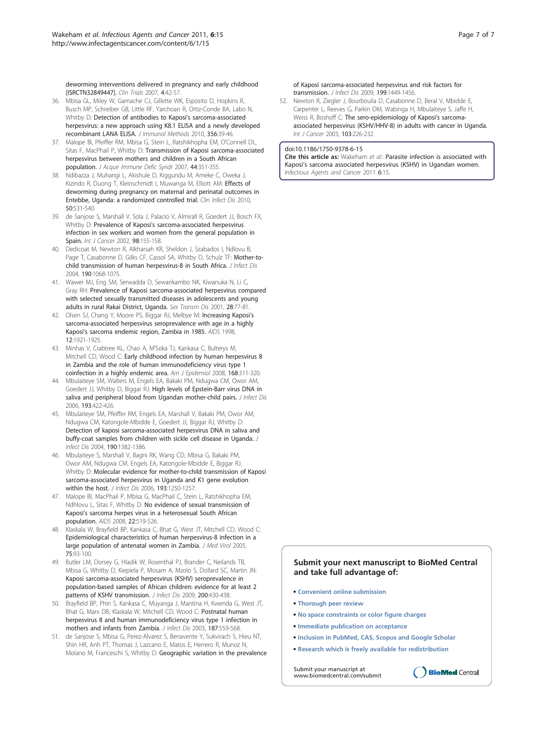deworming interventions delivered in pregnancy and early childhood [ISRCTN32849447]. *Clin Trials* 2007, **4**:42-57.

36. Mbisa GL, Miley W, Gamache CJ, Gillette WK, Esposito D, Hopkins R, Busch MP, Schreiber GB, Little RF, Yarchoan R, Ortiz-Conde BA, Labo N, Whitby D: **Detection of antibodies to Kaposi's sarcoma-associated herpesvirus: a new approach using K8.1 ELISA and a newly developed recombinant LANA ELISA.** *J Immunol Methods* 2010, **356**:39-46.
37. Malope BI, Pfeiffer RM, Mbisa G, Stein L, Ratshikhopha EM, O'Connell DL, Sitas F, MacPhail P, Whitby D: **Transmission of Kaposi sarcoma-associated herpesvirus between mothers and children in a South African population.** *J Acquir Immune Defic Syndr* 2007, **44**:351-355.
38. Ndibazza J, Muhangi L, Akishule D, Kiggundu M, Ameke C, Oweka J, Kizindo R, Duong T, Kleinschmidt I, Muwanga M, Elliott AM: **Effects of deworming during pregnancy on maternal and perinatal outcomes in Entebbe, Uganda: a randomized controlled trial.** *Clin Infect Dis* 2010, **50**:531-540.
39. de Sanjose S, Marshall V, Sola J, Palacio V, Almirall R, Goedert JJ, Bosch FX, Whitby D: **Prevalence of Kaposi's sarcoma-associated herpesvirus infection in sex workers and women from the general population in Spain.** *Int J Cancer* 2002, **98**:155-158.
40. Dedicoat M, Newton R, Alkharsah KR, Sheldon J, Szabados I, Ndlovu B, Page T, Casabonne D, Gilks CF, Cassol SA, Whitby D, Schulz TF: **Mother-to-child transmission of human herpesvirus-8 in South Africa.** *J Infect Dis* 2004, **190**:1068-1075.
41. Wawer MJ, Eng SM, Serwadda D, Sewankambo NK, Kiwanuka N, Li C, Gray RH: **Prevalence of Kaposi sarcoma-associated herpesvirus compared with selected sexually transmitted diseases in adolescents and young adults in rural Rakai District, Uganda.** *Sex Transm Dis* 2001, **28**:77-81.
42. Olsen SJ, Chang Y, Moore PS, Biggar RJ, Melbye M: **Increasing Kaposi's sarcoma-associated herpesvirus seroprevalence with age in a highly Kaposi's sarcoma endemic region, Zambia in 1985.** *AIDS* 1998, **12**:1921-1925.
43. Minhas V, Crabtree KL, Chao A, M'Soka TJ, Kankasa C, Bulterys M, Mitchell CD, Wood C: **Early childhood infection by human herpesvirus 8 in Zambia and the role of human immunodeficiency virus type 1 coinfection in a highly endemic area.** *Am J Epidemiol* 2008, **168**:311-320.
44. Mbulaiteye SM, Walters M, Engels EA, Bakaki PM, Ndugwa CM, Owor AM, Goedert JJ, Whitby D, Biggar RJ: **High levels of Epstein-Barr virus DNA in saliva and peripheral blood from Ugandan mother-child pairs.** *J Infect Dis* 2006, **193**:422-426.
45. Mbulaiteye SM, Pfeiffer RM, Engels EA, Marshall V, Bakaki PM, Owor AM, Ndugwa CM, Katongole-Mbidde E, Goedert JJ, Biggar RJ, Whitby D: **Detection of kaposi sarcoma-associated herpesvirus DNA in saliva and buffy-coat samples from children with sickle cell disease in Uganda.** *J Infect Dis* 2004, **190**:1382-1386.
46. Mbulaiteye S, Marshall V, Bagni RK, Wang CD, Mbisa G, Bakaki PM, Owor AM, Ndugwa CM, Engels EA, Katongole-Mbidde E, Biggar RJ, Whitby D: **Molecular evidence for mother-to-child transmission of Kaposi sarcoma-associated herpesvirus in Uganda and K1 gene evolution within the host.** *J Infect Dis* 2006, **193**:1250-1257.
47. Malope BI, MacPhail P, Mbisa G, MacPhail C, Stein L, Ratshikhopha EM, Ndhlovu L, Sitas F, Whitby D: **No evidence of sexual transmission of Kaposi's sarcoma herpes virus in a heterosexual South African population.** *AIDS* 2008, **22**:519-526.
48. Klaskala W, Brayfield BP, Kankasa C, Bhat G, West JT, Mitchell CD, Wood C: **Epidemiological characteristics of human herpesvirus-8 infection in a large population of antenatal women in Zambia.** *J Med Virol* 2005, **75**:93-100.
49. Butler LM, Dorsey G, Hladik W, Rosenthal PJ, Brander C, Neilands TB, Mbisa G, Whitby D, Kiepiela P, Mosam A, Mzolo S, Dollard SC, Martin JN: **Kaposi sarcoma-associated herpesvirus (KSHV) seroprevalence in population-based samples of African children: evidence for at least 2 patterns of KSHV transmission.** *J Infect Dis* 2009, **200**:430-438.
50. Brayfield BP, Phiri S, Kankasa C, Muyanga J, Mantina H, Kwenda G, West JT, Bhat G, Marx DB, Klaskala W, Mitchell CD, Wood C: **Postnatal human herpesvirus 8 and human immunodeficiency virus type 1 infection in mothers and infants from Zambia.** *J Infect Dis* 2003, **187**:559-568.
51. de Sanjose S, Mbisa G, Perez-Alvarez S, Benavente Y, Sukvirach S, Hieu NT, Shin HR, Anh PT, Thomas J, Lazcano E, Matos E, Herrero R, Munoz N, Molano M, Franceschi S, Whitby D: **Geographic variation in the prevalence of Kaposi sarcoma-associated herpesvirus and risk factors for transmission.** *J Infect Dis* 2009, **199**:1449-1456.
52. Newton R, Ziegler J, Bourboulia D, Casabonne D, Beral V, Mbidde E, Carpenter L, Reeves G, Parkin DM, Wabinga H, Mbulaiteye S, Jaffe H, Weiss R, Boshoff C: **The sero-epidemiology of Kaposi's sarcoma-associated herpesvirus (KSHV/HHV-8) in adults with cancer in Uganda.** *Int J Cancer* 2003, **103**:226-232.

doi:10.1186/1750-9378-6-15
**Cite this article as:** Wakeham *et al.*: Parasite infection is associated with Kaposi's sarcoma associated herpesvirus (KSHV) in Ugandan women. *Infectious Agents and Cancer* 2011 **6**:15.

**Submit your next manuscript to BioMed Central and take full advantage of:**

- **Convenient online submission**
- **Thorough peer review**
- **No space constraints or color figure charges**
- **Immediate publication on acceptance**
- **Inclusion in PubMed, CAS, Scopus and Google Scholar**
- **Research which is freely available for redistribution**

Submit your manuscript at
www.biomedcentral.com/submit

BioMed Central